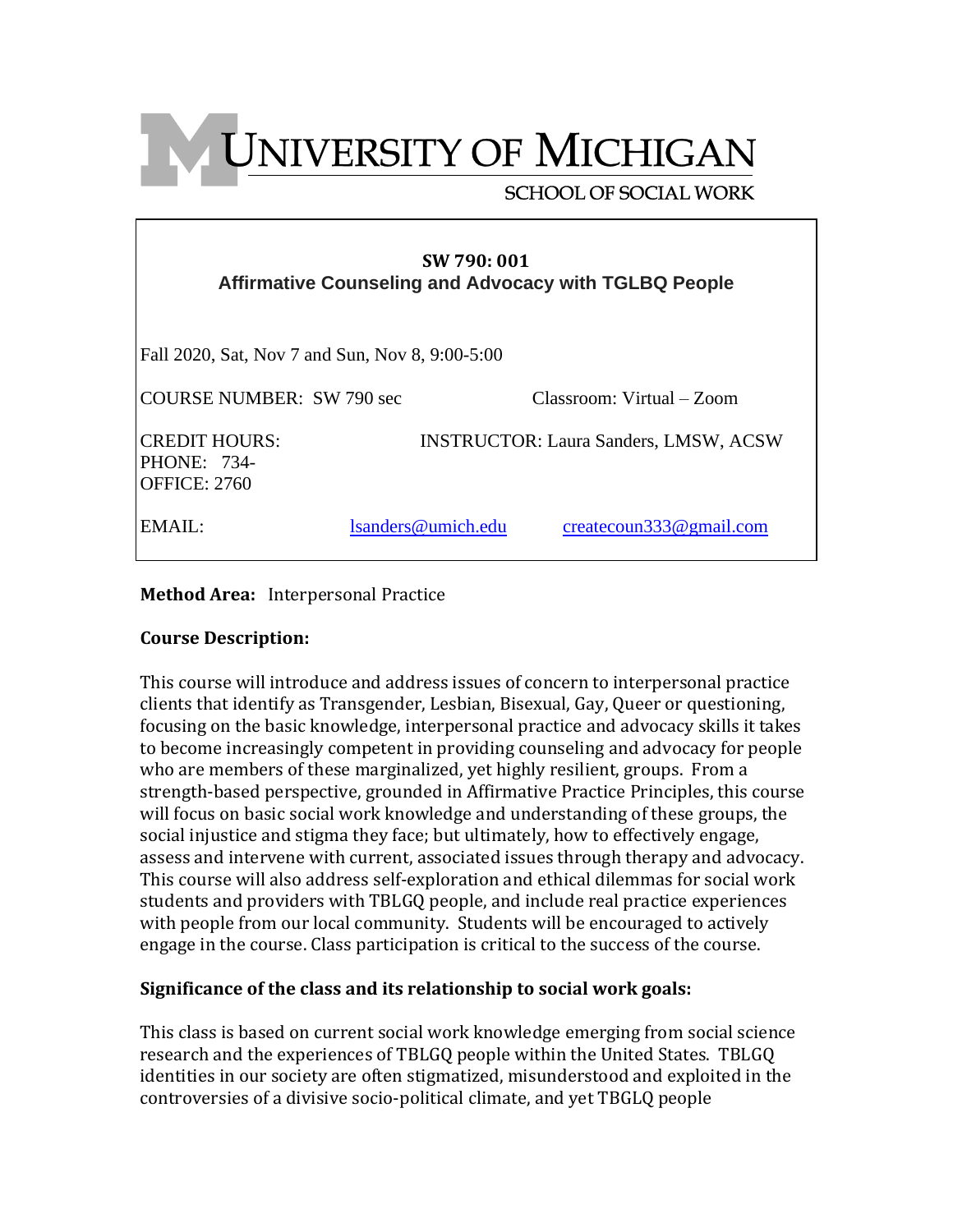# UNIVERSITY OF MICHIGAN

SCHOOL OF SOCIAL WORK

**SW 790: 001**

**Affirmative Counseling and Advocacy with TGLBQ People**

Fall 2020, Sat, Nov 7 and Sun, Nov 8, 9:00-5:00

COURSE NUMBER: SW 790 sec    Classroom: Virtual – Zoom

CREDIT HOURS:    INSTRUCTOR: Laura Sanders, LMSW, ACSW

PHONE: 734-

OFFICE: 2760

EMAIL: lsanders@umich.edu    createcoun333@gmail.com

**Method Area:** Interpersonal Practice

**Course Description:**

This course will introduce and address issues of concern to interpersonal practice clients that identify as Transgender, Lesbian, Bisexual, Gay, Queer or questioning, focusing on the basic knowledge, interpersonal practice and advocacy skills it takes to become increasingly competent in providing counseling and advocacy for people who are members of these marginalized, yet highly resilient, groups. From a strength-based perspective, grounded in Affirmative Practice Principles, this course will focus on basic social work knowledge and understanding of these groups, the social injustice and stigma they face; but ultimately, how to effectively engage, assess and intervene with current, associated issues through therapy and advocacy. This course will also address self-exploration and ethical dilemmas for social work students and providers with TBLGQ people, and include real practice experiences with people from our local community. Students will be encouraged to actively engage in the course. Class participation is critical to the success of the course.

**Significance of the class and its relationship to social work goals:**

This class is based on current social work knowledge emerging from social science research and the experiences of TBLGQ people within the United States. TBLGQ identities in our society are often stigmatized, misunderstood and exploited in the controversies of a divisive socio-political climate, and yet TBGLQ people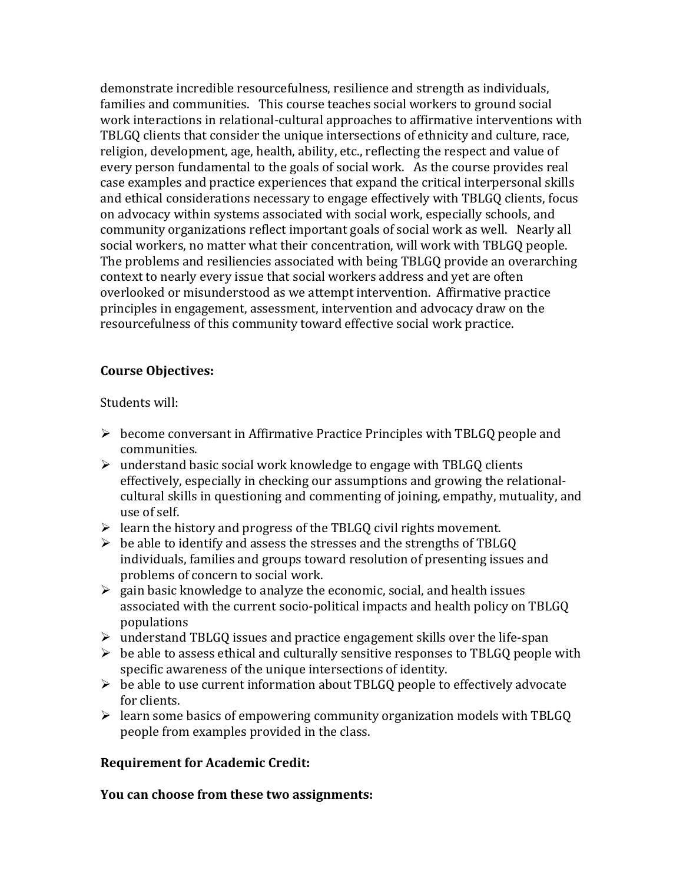demonstrate incredible resourcefulness, resilience and strength as individuals, families and communities. This course teaches social workers to ground social work interactions in relational-cultural approaches to affirmative interventions with TBLGQ clients that consider the unique intersections of ethnicity and culture, race, religion, development, age, health, ability, etc., reflecting the respect and value of every person fundamental to the goals of social work. As the course provides real case examples and practice experiences that expand the critical interpersonal skills and ethical considerations necessary to engage effectively with TBLGQ clients, focus on advocacy within systems associated with social work, especially schools, and community organizations reflect important goals of social work as well. Nearly all social workers, no matter what their concentration, will work with TBLGQ people. The problems and resiliencies associated with being TBLGQ provide an overarching context to nearly every issue that social workers address and yet are often overlooked or misunderstood as we attempt intervention. Affirmative practice principles in engagement, assessment, intervention and advocacy draw on the resourcefulness of this community toward effective social work practice.

**Course Objectives:**

Students will:

- become conversant in Affirmative Practice Principles with TBLGQ people and communities.
- understand basic social work knowledge to engage with TBLGQ clients effectively, especially in checking our assumptions and growing the relational-cultural skills in questioning and commenting of joining, empathy, mutuality, and use of self.
- learn the history and progress of the TBLGQ civil rights movement.
- be able to identify and assess the stresses and the strengths of TBLGQ individuals, families and groups toward resolution of presenting issues and problems of concern to social work.
- gain basic knowledge to analyze the economic, social, and health issues associated with the current socio-political impacts and health policy on TBLGQ populations
- understand TBLGQ issues and practice engagement skills over the life-span
- be able to assess ethical and culturally sensitive responses to TBLGQ people with specific awareness of the unique intersections of identity.
- be able to use current information about TBLGQ people to effectively advocate for clients.
- learn some basics of empowering community organization models with TBLGQ people from examples provided in the class.

**Requirement for Academic Credit:**

**You can choose from these two assignments:**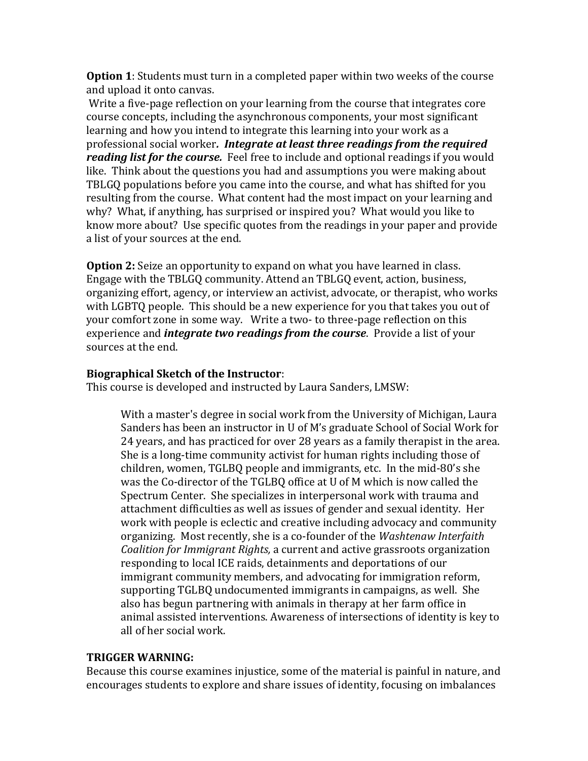**Option 1**: Students must turn in a completed paper within two weeks of the course and upload it onto canvas.
Write a five-page reflection on your learning from the course that integrates core course concepts, including the asynchronous components, your most significant learning and how you intend to integrate this learning into your work as a professional social worker***. Integrate at least three readings from the required reading list for the course.*** Feel free to include and optional readings if you would like. Think about the questions you had and assumptions you were making about TBLGQ populations before you came into the course, and what has shifted for you resulting from the course. What content had the most impact on your learning and why? What, if anything, has surprised or inspired you? What would you like to know more about? Use specific quotes from the readings in your paper and provide a list of your sources at the end.

**Option 2:** Seize an opportunity to expand on what you have learned in class. Engage with the TBLGQ community. Attend an TBLGQ event, action, business, organizing effort, agency, or interview an activist, advocate, or therapist, who works with LGBTQ people. This should be a new experience for you that takes you out of your comfort zone in some way. Write a two- to three-page reflection on this experience and ***integrate two readings from the course***. Provide a list of your sources at the end.

**Biographical Sketch of the Instructor**:
This course is developed and instructed by Laura Sanders, LMSW:

> With a master's degree in social work from the University of Michigan, Laura Sanders has been an instructor in U of M's graduate School of Social Work for 24 years, and has practiced for over 28 years as a family therapist in the area. She is a long-time community activist for human rights including those of children, women, TGLBQ people and immigrants, etc. In the mid-80's she was the Co-director of the TGLBQ office at U of M which is now called the Spectrum Center. She specializes in interpersonal work with trauma and attachment difficulties as well as issues of gender and sexual identity. Her work with people is eclectic and creative including advocacy and community organizing. Most recently, she is a co-founder of the *Washtenaw Interfaith Coalition for Immigrant Rights,* a current and active grassroots organization responding to local ICE raids, detainments and deportations of our immigrant community members, and advocating for immigration reform, supporting TGLBQ undocumented immigrants in campaigns, as well. She also has begun partnering with animals in therapy at her farm office in animal assisted interventions. Awareness of intersections of identity is key to all of her social work.

**TRIGGER WARNING:**
Because this course examines injustice, some of the material is painful in nature, and encourages students to explore and share issues of identity, focusing on imbalances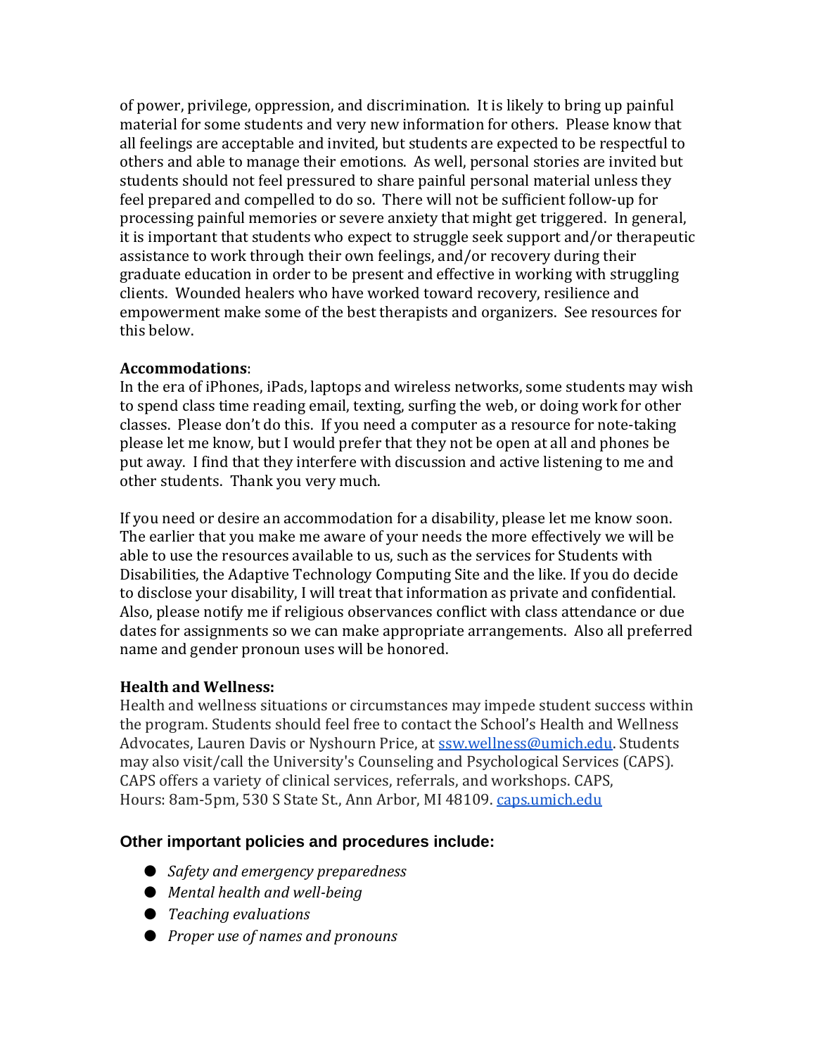of power, privilege, oppression, and discrimination. It is likely to bring up painful material for some students and very new information for others. Please know that all feelings are acceptable and invited, but students are expected to be respectful to others and able to manage their emotions. As well, personal stories are invited but students should not feel pressured to share painful personal material unless they feel prepared and compelled to do so. There will not be sufficient follow-up for processing painful memories or severe anxiety that might get triggered. In general, it is important that students who expect to struggle seek support and/or therapeutic assistance to work through their own feelings, and/or recovery during their graduate education in order to be present and effective in working with struggling clients. Wounded healers who have worked toward recovery, resilience and empowerment make some of the best therapists and organizers. See resources for this below.

**Accommodations**:
In the era of iPhones, iPads, laptops and wireless networks, some students may wish to spend class time reading email, texting, surfing the web, or doing work for other classes. Please don't do this. If you need a computer as a resource for note-taking please let me know, but I would prefer that they not be open at all and phones be put away. I find that they interfere with discussion and active listening to me and other students. Thank you very much.

If you need or desire an accommodation for a disability, please let me know soon. The earlier that you make me aware of your needs the more effectively we will be able to use the resources available to us, such as the services for Students with Disabilities, the Adaptive Technology Computing Site and the like. If you do decide to disclose your disability, I will treat that information as private and confidential. Also, please notify me if religious observances conflict with class attendance or due dates for assignments so we can make appropriate arrangements. Also all preferred name and gender pronoun uses will be honored.

**Health and Wellness:**
Health and wellness situations or circumstances may impede student success within the program. Students should feel free to contact the School's Health and Wellness Advocates, Lauren Davis or Nyshourn Price, at ssw.wellness@umich.edu. Students may also visit/call the University's Counseling and Psychological Services (CAPS). CAPS offers a variety of clinical services, referrals, and workshops. CAPS, Hours: 8am-5pm, 530 S State St., Ann Arbor, MI 48109. caps.umich.edu

### Other important policies and procedures include:

- *Safety and emergency preparedness*
- *Mental health and well-being*
- *Teaching evaluations*
- *Proper use of names and pronouns*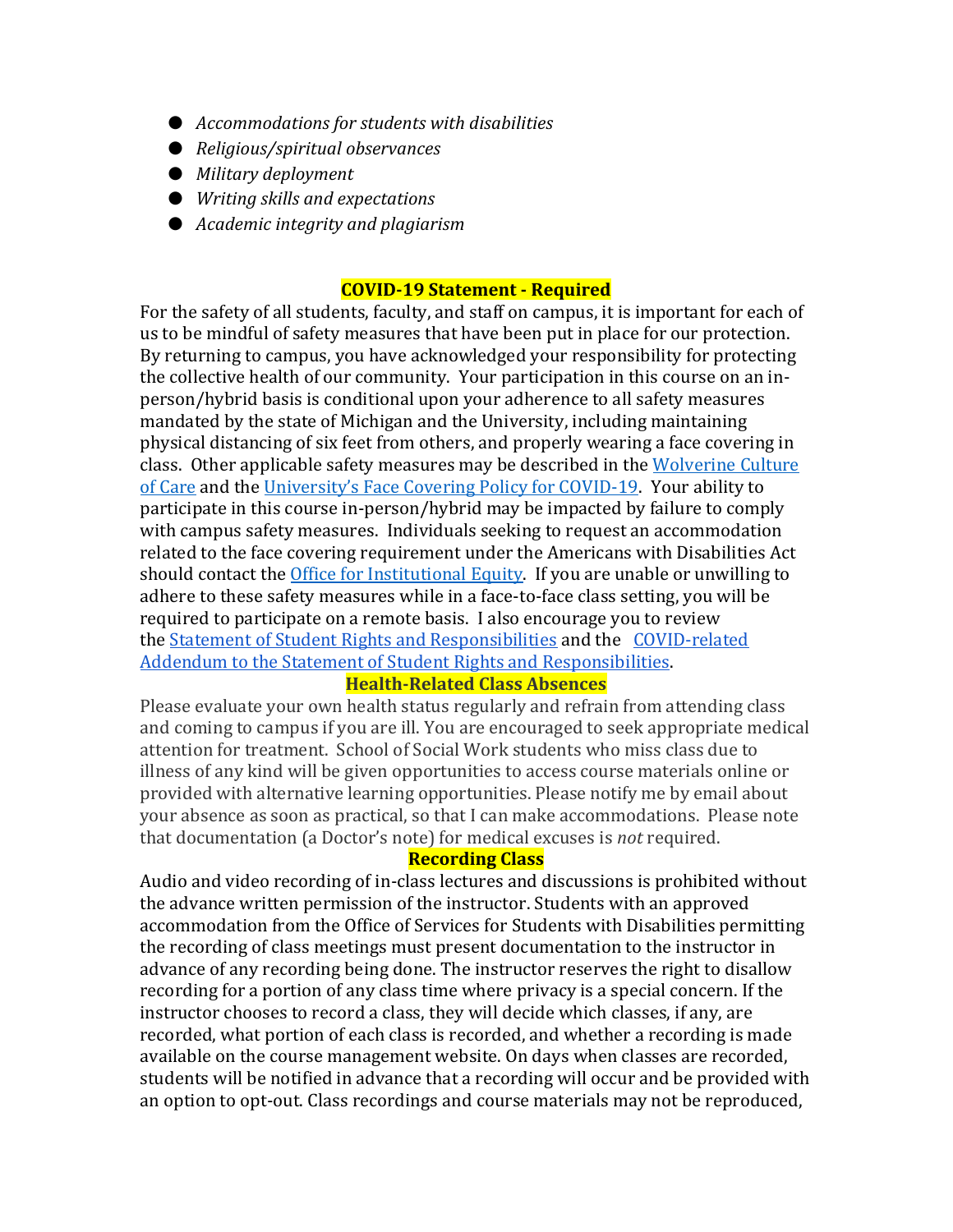- *Accommodations for students with disabilities*
- *Religious/spiritual observances*
- *Military deployment*
- *Writing skills and expectations*
- *Academic integrity and plagiarism*

## **COVID-19 Statement - Required**

For the safety of all students, faculty, and staff on campus, it is important for each of us to be mindful of safety measures that have been put in place for our protection. By returning to campus, you have acknowledged your responsibility for protecting the collective health of our community. Your participation in this course on an in-person/hybrid basis is conditional upon your adherence to all safety measures mandated by the state of Michigan and the University, including maintaining physical distancing of six feet from others, and properly wearing a face covering in class. Other applicable safety measures may be described in the Wolverine Culture of Care and the University's Face Covering Policy for COVID-19. Your ability to participate in this course in-person/hybrid may be impacted by failure to comply with campus safety measures. Individuals seeking to request an accommodation related to the face covering requirement under the Americans with Disabilities Act should contact the Office for Institutional Equity. If you are unable or unwilling to adhere to these safety measures while in a face-to-face class setting, you will be required to participate on a remote basis. I also encourage you to review the Statement of Student Rights and Responsibilities and the COVID-related Addendum to the Statement of Student Rights and Responsibilities.

## **Health-Related Class Absences**

Please evaluate your own health status regularly and refrain from attending class and coming to campus if you are ill. You are encouraged to seek appropriate medical attention for treatment. School of Social Work students who miss class due to illness of any kind will be given opportunities to access course materials online or provided with alternative learning opportunities. Please notify me by email about your absence as soon as practical, so that I can make accommodations. Please note that documentation (a Doctor's note) for medical excuses is *not* required.

## **Recording Class**

Audio and video recording of in-class lectures and discussions is prohibited without the advance written permission of the instructor. Students with an approved accommodation from the Office of Services for Students with Disabilities permitting the recording of class meetings must present documentation to the instructor in advance of any recording being done. The instructor reserves the right to disallow recording for a portion of any class time where privacy is a special concern. If the instructor chooses to record a class, they will decide which classes, if any, are recorded, what portion of each class is recorded, and whether a recording is made available on the course management website. On days when classes are recorded, students will be notified in advance that a recording will occur and be provided with an option to opt-out. Class recordings and course materials may not be reproduced,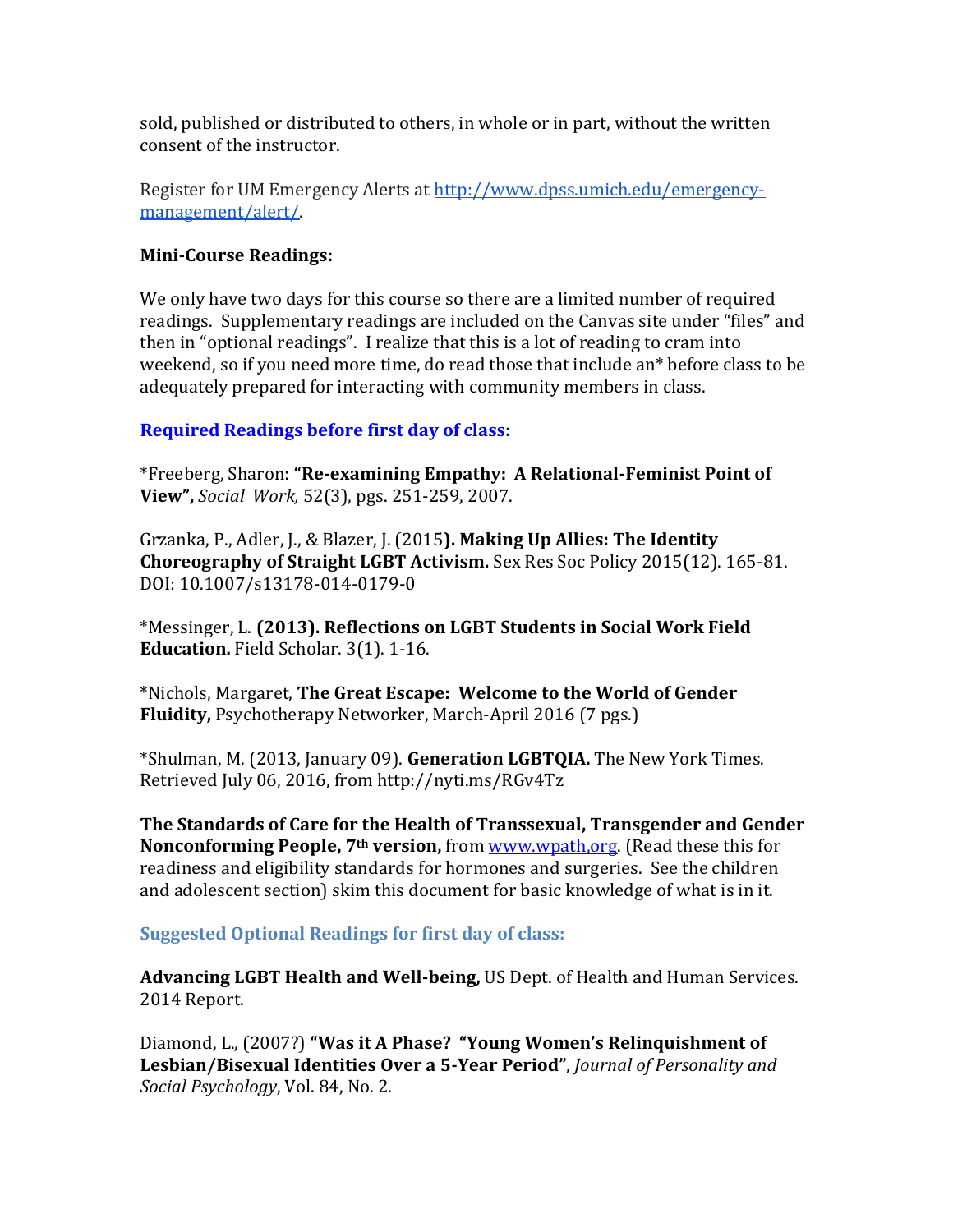sold, published or distributed to others, in whole or in part, without the written consent of the instructor.

Register for UM Emergency Alerts at [http://www.dpss.umich.edu/emergency-management/alert/](http://www.dpss.umich.edu/emergency-management/alert/).

**Mini-Course Readings:**

We only have two days for this course so there are a limited number of required readings. Supplementary readings are included on the Canvas site under "files" and then in "optional readings". I realize that this is a lot of reading to cram into weekend, so if you need more time, do read those that include an* before class to be adequately prepared for interacting with community members in class.

### Required Readings before first day of class:

*Freeberg, Sharon: **"Re-examining Empathy: A Relational-Feminist Point of View",** *Social Work,* 52(3), pgs. 251-259, 2007.

Grzanka, P., Adler, J., & Blazer, J. (2015**). Making Up Allies: The Identity Choreography of Straight LGBT Activism.** Sex Res Soc Policy 2015(12). 165-81. DOI: 10.1007/s13178-014-0179-0

*Messinger, L. **(2013). Reflections on LGBT Students in Social Work Field Education.** Field Scholar. 3(1). 1-16.

*Nichols, Margaret, **The Great Escape: Welcome to the World of Gender Fluidity,** Psychotherapy Networker, March-April 2016 (7 pgs.)

*Shulman, M. (2013, January 09). **Generation LGBTQIA.** The New York Times. Retrieved July 06, 2016, from http://nyti.ms/RGv4Tz

**The Standards of Care for the Health of Transsexual, Transgender and Gender Nonconforming People, 7th version,** from [www.wpath,org](www.wpath,org). (Read these this for readiness and eligibility standards for hormones and surgeries. See the children and adolescent section) skim this document for basic knowledge of what is in it.

### Suggested Optional Readings for first day of class:

**Advancing LGBT Health and Well-being,** US Dept. of Health and Human Services. 2014 Report.

Diamond, L., (2007?) **"Was it A Phase? "Young Women's Relinquishment of Lesbian/Bisexual Identities Over a 5-Year Period"**, *Journal of Personality and Social Psychology*, Vol. 84, No. 2.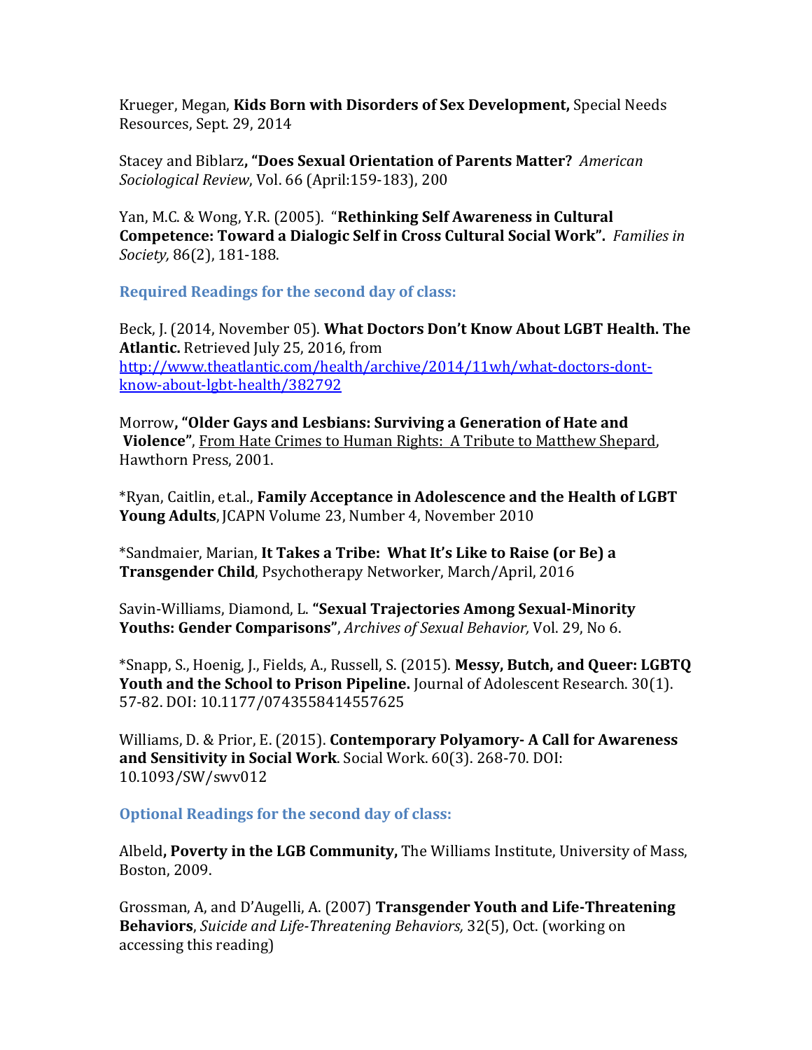Krueger, Megan, **Kids Born with Disorders of Sex Development,** Special Needs Resources, Sept. 29, 2014

Stacey and Biblarz**, "Does Sexual Orientation of Parents Matter?** *American Sociological Review*, Vol. 66 (April:159-183), 200

Yan, M.C. & Wong, Y.R. (2005). "**Rethinking Self Awareness in Cultural Competence: Toward a Dialogic Self in Cross Cultural Social Work".** *Families in Society,* 86(2), 181-188.

### Required Readings for the second day of class:

Beck, J. (2014, November 05). **What Doctors Don't Know About LGBT Health. The Atlantic.** Retrieved July 25, 2016, from http://www.theatlantic.com/health/archive/2014/11wh/what-doctors-dont-know-about-lgbt-health/382792

Morrow**, "Older Gays and Lesbians: Surviving a Generation of Hate and Violence"**, From Hate Crimes to Human Rights: A Tribute to Matthew Shepard, Hawthorn Press, 2001.

*Ryan, Caitlin, et.al., **Family Acceptance in Adolescence and the Health of LGBT Young Adults**, JCAPN Volume 23, Number 4, November 2010

*Sandmaier, Marian, **It Takes a Tribe: What It's Like to Raise (or Be) a Transgender Child**, Psychotherapy Networker, March/April, 2016

Savin-Williams, Diamond, L. **"Sexual Trajectories Among Sexual-Minority Youths: Gender Comparisons"**, *Archives of Sexual Behavior,* Vol. 29, No 6.

*Snapp, S., Hoenig, J., Fields, A., Russell, S. (2015). **Messy, Butch, and Queer: LGBTQ Youth and the School to Prison Pipeline.** Journal of Adolescent Research. 30(1). 57-82. DOI: 10.1177/0743558414557625

Williams, D. & Prior, E. (2015). **Contemporary Polyamory- A Call for Awareness and Sensitivity in Social Work**. Social Work. 60(3). 268-70. DOI: 10.1093/SW/swv012

### Optional Readings for the second day of class:

Albeld**, Poverty in the LGB Community,** The Williams Institute, University of Mass, Boston, 2009.

Grossman, A, and D'Augelli, A. (2007) **Transgender Youth and Life-Threatening Behaviors**, *Suicide and Life-Threatening Behaviors,* 32(5), Oct. (working on accessing this reading)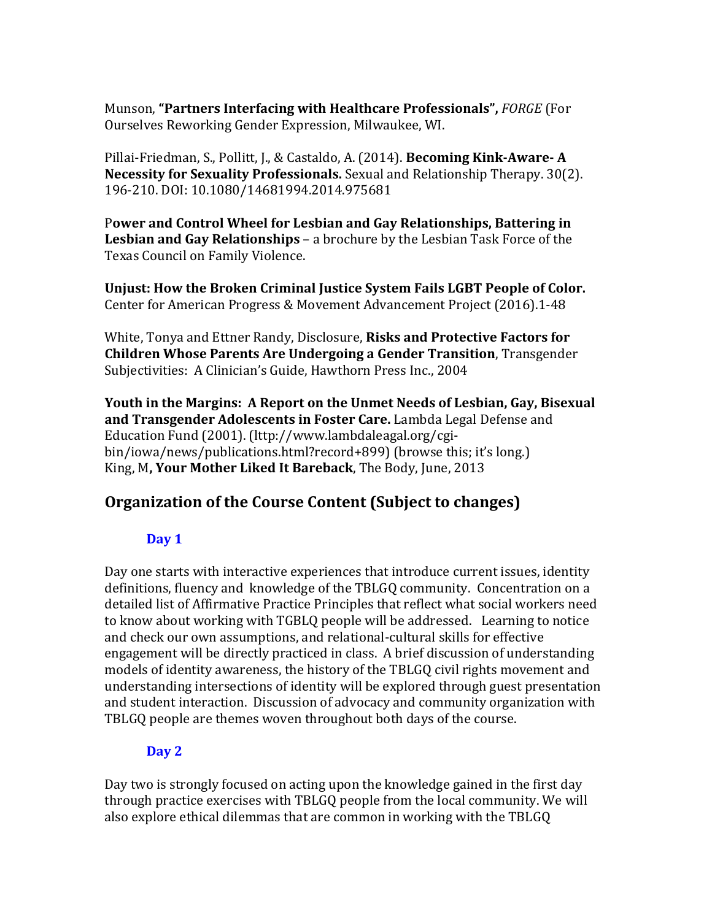Munson, **"Partners Interfacing with Healthcare Professionals",** *FORGE* (For Ourselves Reworking Gender Expression, Milwaukee, WI.

Pillai-Friedman, S., Pollitt, J., & Castaldo, A. (2014). **Becoming Kink-Aware- A Necessity for Sexuality Professionals.** Sexual and Relationship Therapy. 30(2). 196-210. DOI: 10.1080/14681994.2014.975681

P**ower and Control Wheel for Lesbian and Gay Relationships, Battering in Lesbian and Gay Relationships** – a brochure by the Lesbian Task Force of the Texas Council on Family Violence.

**Unjust: How the Broken Criminal Justice System Fails LGBT People of Color.** Center for American Progress & Movement Advancement Project (2016).1-48

White, Tonya and Ettner Randy, Disclosure, **Risks and Protective Factors for Children Whose Parents Are Undergoing a Gender Transition**, Transgender Subjectivities: A Clinician's Guide, Hawthorn Press Inc., 2004

**Youth in the Margins: A Report on the Unmet Needs of Lesbian, Gay, Bisexual and Transgender Adolescents in Foster Care.** Lambda Legal Defense and Education Fund (2001). (lttp://www.lambdaleagal.org/cgi-bin/iowa/news/publications.html?record+899) (browse this; it's long.)
King, M**, Your Mother Liked It Bareback**, The Body, June, 2013

## Organization of the Course Content (Subject to changes)

### Day 1

Day one starts with interactive experiences that introduce current issues, identity definitions, fluency and knowledge of the TBLGQ community. Concentration on a detailed list of Affirmative Practice Principles that reflect what social workers need to know about working with TGBLQ people will be addressed. Learning to notice and check our own assumptions, and relational-cultural skills for effective engagement will be directly practiced in class. A brief discussion of understanding models of identity awareness, the history of the TBLGQ civil rights movement and understanding intersections of identity will be explored through guest presentation and student interaction. Discussion of advocacy and community organization with TBLGQ people are themes woven throughout both days of the course.

### Day 2

Day two is strongly focused on acting upon the knowledge gained in the first day through practice exercises with TBLGQ people from the local community. We will also explore ethical dilemmas that are common in working with the TBLGQ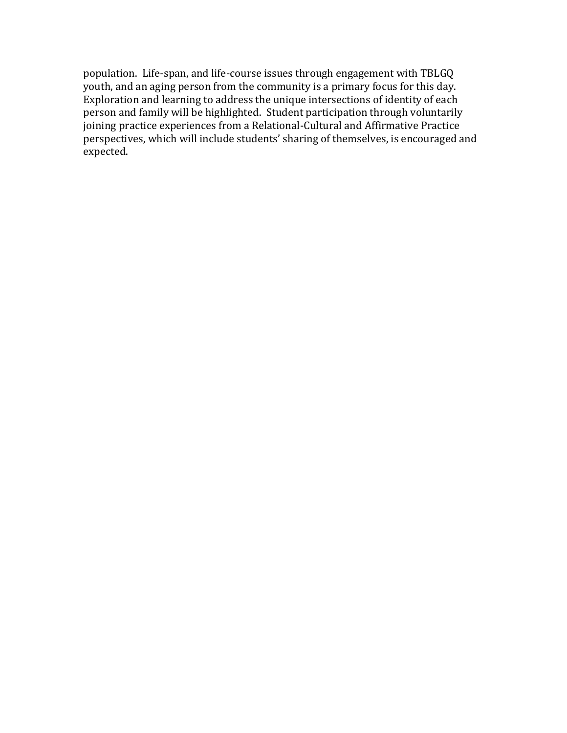population. Life-span, and life-course issues through engagement with TBLGQ youth, and an aging person from the community is a primary focus for this day. Exploration and learning to address the unique intersections of identity of each person and family will be highlighted. Student participation through voluntarily joining practice experiences from a Relational-Cultural and Affirmative Practice perspectives, which will include students' sharing of themselves, is encouraged and expected.